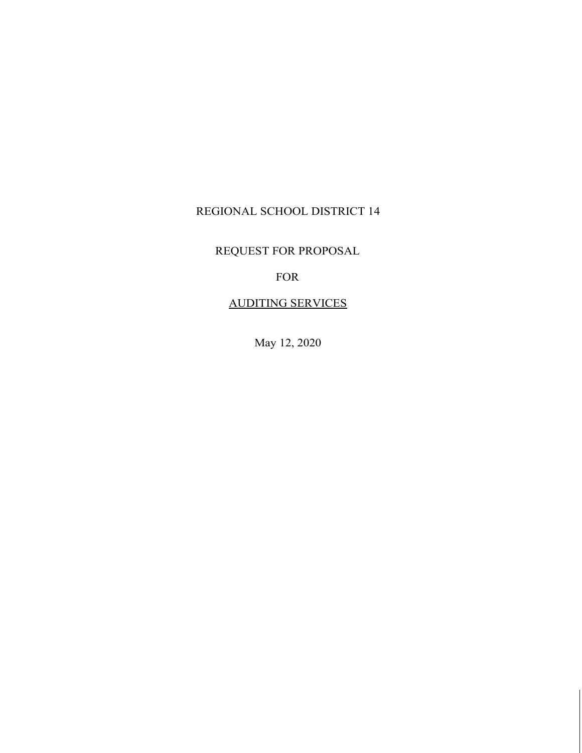# REGIONAL SCHOOL DISTRICT 14

## REQUEST FOR PROPOSAL

## FOR

## <u>AUDITING SERVICES</u>

May 12, 2020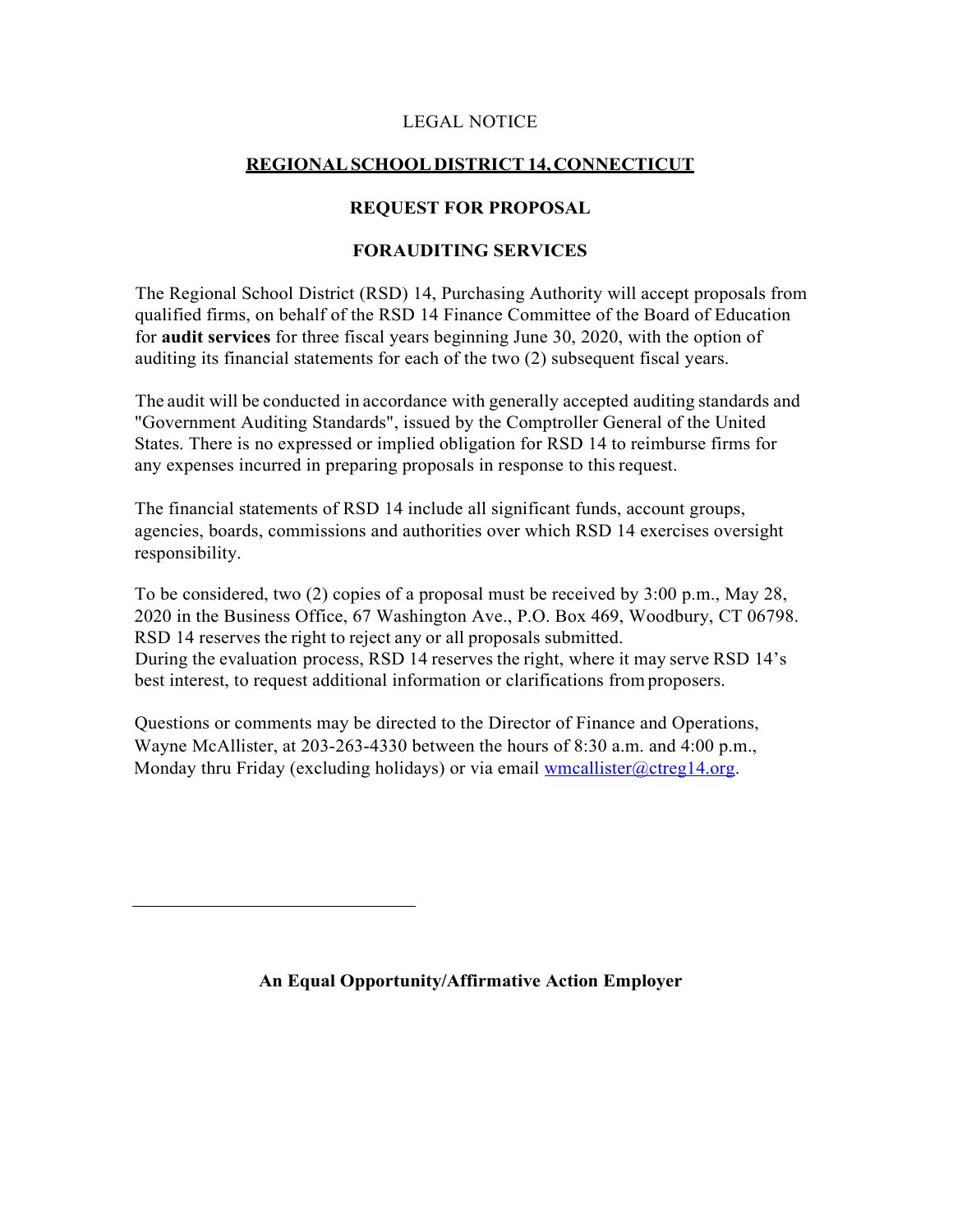LEGAL NOTICE

**REGIONAL SCHOOL DISTRICT 14, CONNECTICUT**

**REQUEST FOR PROPOSAL**

**FORAUDITING SERVICES**

The Regional School District (RSD) 14, Purchasing Authority will accept proposals from qualified firms, on behalf of the RSD 14 Finance Committee of the Board of Education for **audit services** for three fiscal years beginning June 30, 2020, with the option of auditing its financial statements for each of the two (2) subsequent fiscal years.

The audit will be conducted in accordance with generally accepted auditing standards and "Government Auditing Standards", issued by the Comptroller General of the United States. There is no expressed or implied obligation for RSD 14 to reimburse firms for any expenses incurred in preparing proposals in response to this request.

The financial statements of RSD 14 include all significant funds, account groups, agencies, boards, commissions and authorities over which RSD 14 exercises oversight responsibility.

To be considered, two (2) copies of a proposal must be received by 3:00 p.m., May 28, 2020 in the Business Office, 67 Washington Ave., P.O. Box 469, Woodbury, CT 06798. RSD 14 reserves the right to reject any or all proposals submitted.
During the evaluation process, RSD 14 reserves the right, where it may serve RSD 14's best interest, to request additional information or clarifications from proposers.

Questions or comments may be directed to the Director of Finance and Operations, Wayne McAllister, at 203-263-4330 between the hours of 8:30 a.m. and 4:00 p.m., Monday thru Friday (excluding holidays) or via email wmcallister@ctreg14.org.

---

**An Equal Opportunity/Affirmative Action Employer**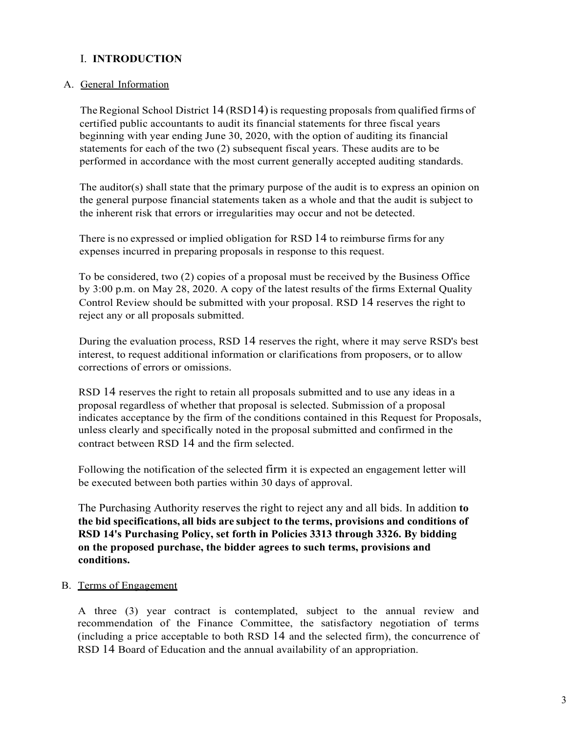## I. **INTRODUCTION**

### A. General Information

The Regional School District 14 (RSD14) is requesting proposals from qualified firms of certified public accountants to audit its financial statements for three fiscal years beginning with year ending June 30, 2020, with the option of auditing its financial statements for each of the two (2) subsequent fiscal years. These audits are to be performed in accordance with the most current generally accepted auditing standards.

The auditor(s) shall state that the primary purpose of the audit is to express an opinion on the general purpose financial statements taken as a whole and that the audit is subject to the inherent risk that errors or irregularities may occur and not be detected.

There is no expressed or implied obligation for RSD 14 to reimburse firms for any expenses incurred in preparing proposals in response to this request.

To be considered, two (2) copies of a proposal must be received by the Business Office by 3:00 p.m. on May 28, 2020. A copy of the latest results of the firms External Quality Control Review should be submitted with your proposal. RSD 14 reserves the right to reject any or all proposals submitted.

During the evaluation process, RSD 14 reserves the right, where it may serve RSD's best interest, to request additional information or clarifications from proposers, or to allow corrections of errors or omissions.

RSD 14 reserves the right to retain all proposals submitted and to use any ideas in a proposal regardless of whether that proposal is selected. Submission of a proposal indicates acceptance by the firm of the conditions contained in this Request for Proposals, unless clearly and specifically noted in the proposal submitted and confirmed in the contract between RSD 14 and the firm selected.

Following the notification of the selected firm it is expected an engagement letter will be executed between both parties within 30 days of approval.

The Purchasing Authority reserves the right to reject any and all bids. In addition **to the bid specifications, all bids are subject to the terms, provisions and conditions of RSD 14's Purchasing Policy, set forth in Policies 3313 through 3326. By bidding on the proposed purchase, the bidder agrees to such terms, provisions and conditions.**

### B. Terms of Engagement

A three (3) year contract is contemplated, subject to the annual review and recommendation of the Finance Committee, the satisfactory negotiation of terms (including a price acceptable to both RSD 14 and the selected firm), the concurrence of RSD 14 Board of Education and the annual availability of an appropriation.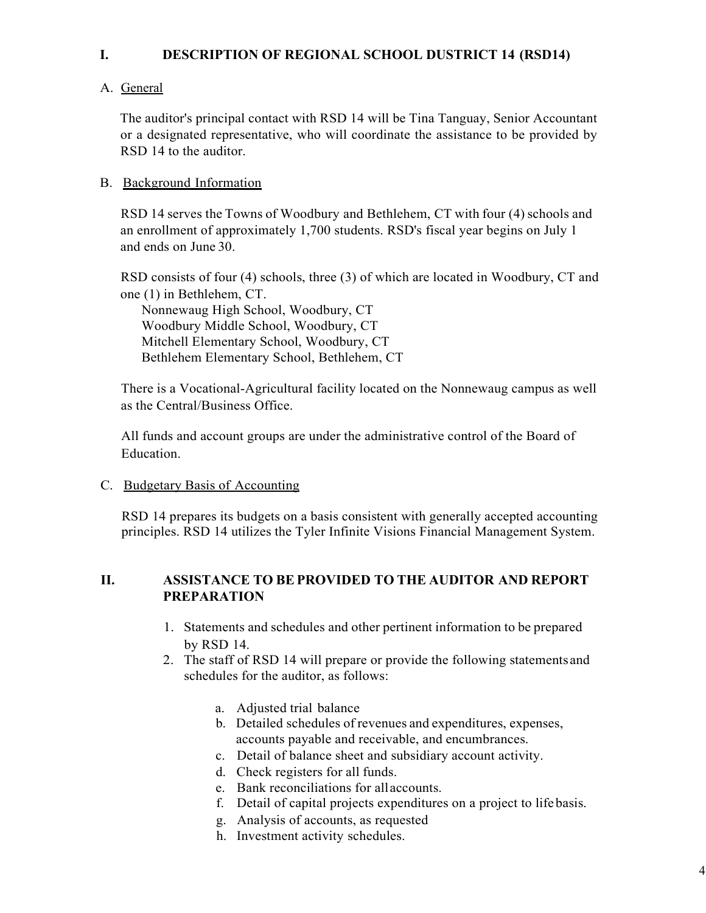## I. DESCRIPTION OF REGIONAL SCHOOL DUSTRICT 14 (RSD14)

### A. General

The auditor's principal contact with RSD 14 will be Tina Tanguay, Senior Accountant or a designated representative, who will coordinate the assistance to be provided by RSD 14 to the auditor.

### B. Background Information

RSD 14 serves the Towns of Woodbury and Bethlehem, CT with four (4) schools and an enrollment of approximately 1,700 students. RSD's fiscal year begins on July 1 and ends on June 30.

RSD consists of four (4) schools, three (3) of which are located in Woodbury, CT and one (1) in Bethlehem, CT.

Nonnewaug High School, Woodbury, CT
Woodbury Middle School, Woodbury, CT
Mitchell Elementary School, Woodbury, CT
Bethlehem Elementary School, Bethlehem, CT

There is a Vocational-Agricultural facility located on the Nonnewaug campus as well as the Central/Business Office.

All funds and account groups are under the administrative control of the Board of Education.

### C. Budgetary Basis of Accounting

RSD 14 prepares its budgets on a basis consistent with generally accepted accounting principles. RSD 14 utilizes the Tyler Infinite Visions Financial Management System.

## II. ASSISTANCE TO BE PROVIDED TO THE AUDITOR AND REPORT PREPARATION

1. Statements and schedules and other pertinent information to be prepared by RSD 14.
2. The staff of RSD 14 will prepare or provide the following statements and schedules for the auditor, as follows:

   a. Adjusted trial balance
   b. Detailed schedules of revenues and expenditures, expenses, accounts payable and receivable, and encumbrances.
   c. Detail of balance sheet and subsidiary account activity.
   d. Check registers for all funds.
   e. Bank reconciliations for all accounts.
   f. Detail of capital projects expenditures on a project to life basis.
   g. Analysis of accounts, as requested
   h. Investment activity schedules.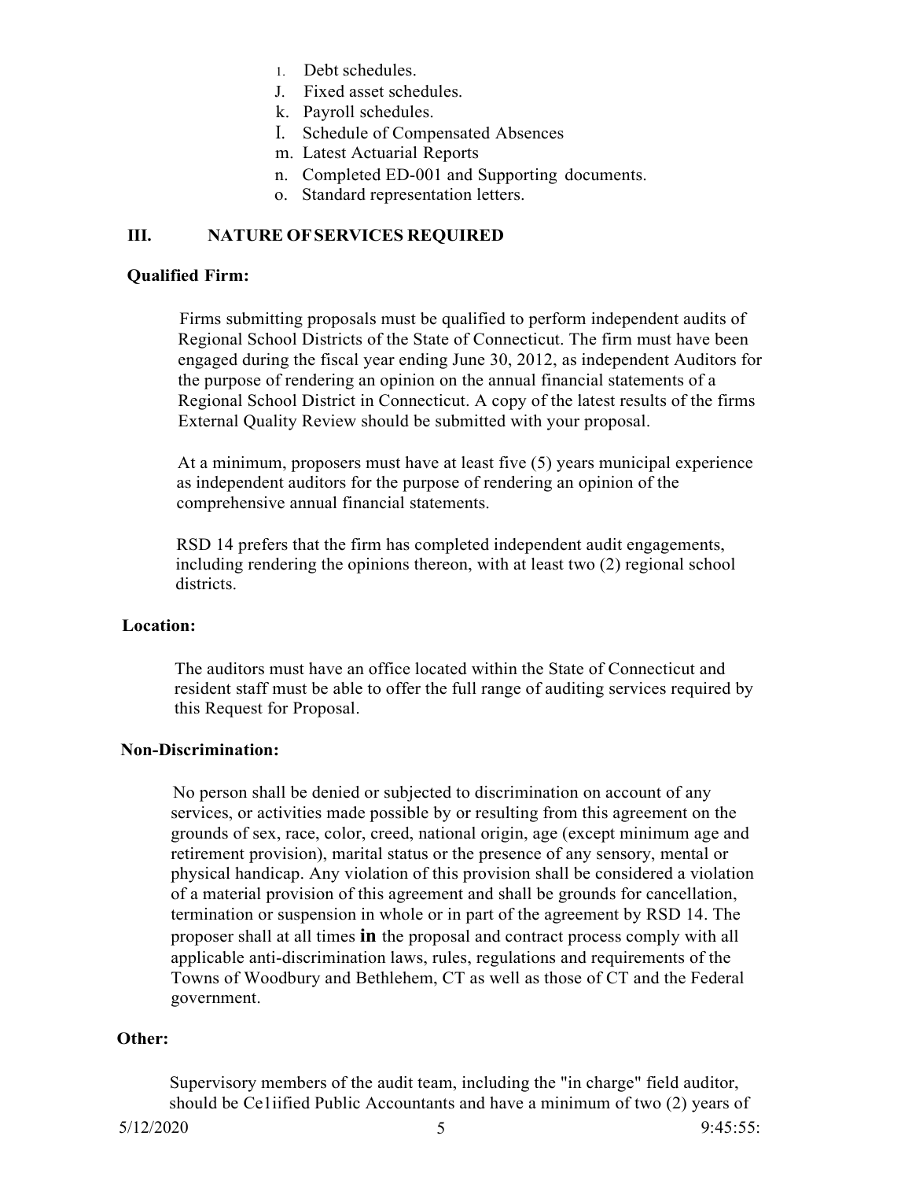1. Debt schedules.
J. Fixed asset schedules.
k. Payroll schedules.
I. Schedule of Compensated Absences
m. Latest Actuarial Reports
n. Completed ED-001 and Supporting documents.
o. Standard representation letters.

## III. NATURE OF SERVICES REQUIRED

**Qualified Firm:**

Firms submitting proposals must be qualified to perform independent audits of Regional School Districts of the State of Connecticut. The firm must have been engaged during the fiscal year ending June 30, 2012, as independent Auditors for the purpose of rendering an opinion on the annual financial statements of a Regional School District in Connecticut. A copy of the latest results of the firms External Quality Review should be submitted with your proposal.

At a minimum, proposers must have at least five (5) years municipal experience as independent auditors for the purpose of rendering an opinion of the comprehensive annual financial statements.

RSD 14 prefers that the firm has completed independent audit engagements, including rendering the opinions thereon, with at least two (2) regional school districts.

**Location:**

The auditors must have an office located within the State of Connecticut and resident staff must be able to offer the full range of auditing services required by this Request for Proposal.

**Non-Discrimination:**

No person shall be denied or subjected to discrimination on account of any services, or activities made possible by or resulting from this agreement on the grounds of sex, race, color, creed, national origin, age (except minimum age and retirement provision), marital status or the presence of any sensory, mental or physical handicap. Any violation of this provision shall be considered a violation of a material provision of this agreement and shall be grounds for cancellation, termination or suspension in whole or in part of the agreement by RSD 14. The proposer shall at all times **in** the proposal and contract process comply with all applicable anti-discrimination laws, rules, regulations and requirements of the Towns of Woodbury and Bethlehem, CT as well as those of CT and the Federal government.

**Other:**

Supervisory members of the audit team, including the "in charge" field auditor, should be Ce1iified Public Accountants and have a minimum of two (2) years of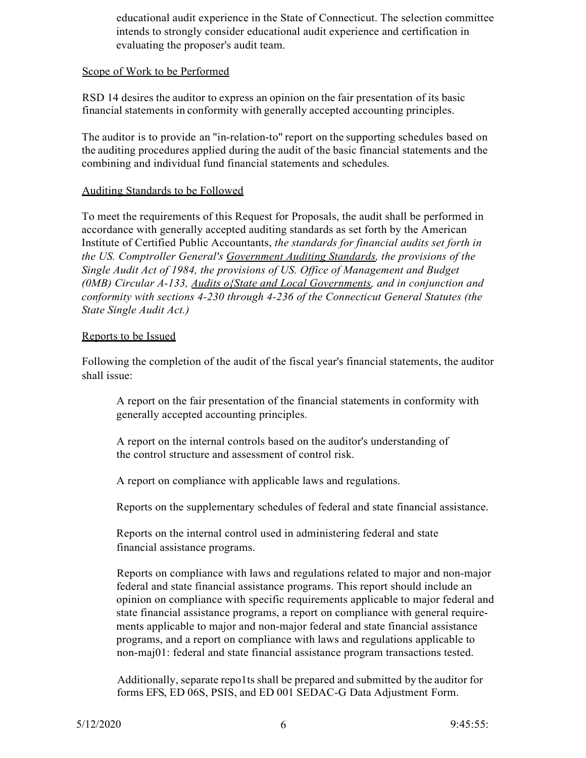educational audit experience in the State of Connecticut. The selection committee intends to strongly consider educational audit experience and certification in evaluating the proposer's audit team.

Scope of Work to be Performed

RSD 14 desires the auditor to express an opinion on the fair presentation of its basic financial statements in conformity with generally accepted accounting principles.

The auditor is to provide an "in-relation-to" report on the supporting schedules based on the auditing procedures applied during the audit of the basic financial statements and the combining and individual fund financial statements and schedules.

Auditing Standards to be Followed

To meet the requirements of this Request for Proposals, the audit shall be performed in accordance with generally accepted auditing standards as set forth by the American Institute of Certified Public Accountants, *the standards for financial audits set forth in the US. Comptroller General's Government Auditing Standards, the provisions of the Single Audit Act of 1984, the provisions of US. Office of Management and Budget (0MB) Circular A-133, Audits o{State and Local Governments, and in conjunction and conformity with sections 4-230 through 4-236 of the Connecticut General Statutes (the State Single Audit Act.)*

Reports to be Issued

Following the completion of the audit of the fiscal year's financial statements, the auditor shall issue:

A report on the fair presentation of the financial statements in conformity with generally accepted accounting principles.

A report on the internal controls based on the auditor's understanding of the control structure and assessment of control risk.

A report on compliance with applicable laws and regulations.

Reports on the supplementary schedules of federal and state financial assistance.

Reports on the internal control used in administering federal and state financial assistance programs.

Reports on compliance with laws and regulations related to major and non-major federal and state financial assistance programs. This report should include an opinion on compliance with specific requirements applicable to major federal and state financial assistance programs, a report on compliance with general requirements applicable to major and non-major federal and state financial assistance programs, and a report on compliance with laws and regulations applicable to non-maj01: federal and state financial assistance program transactions tested.

Additionally, separate repo1ts shall be prepared and submitted by the auditor for forms EFS, ED 06S, PSIS, and ED 001 SEDAC-G Data Adjustment Form.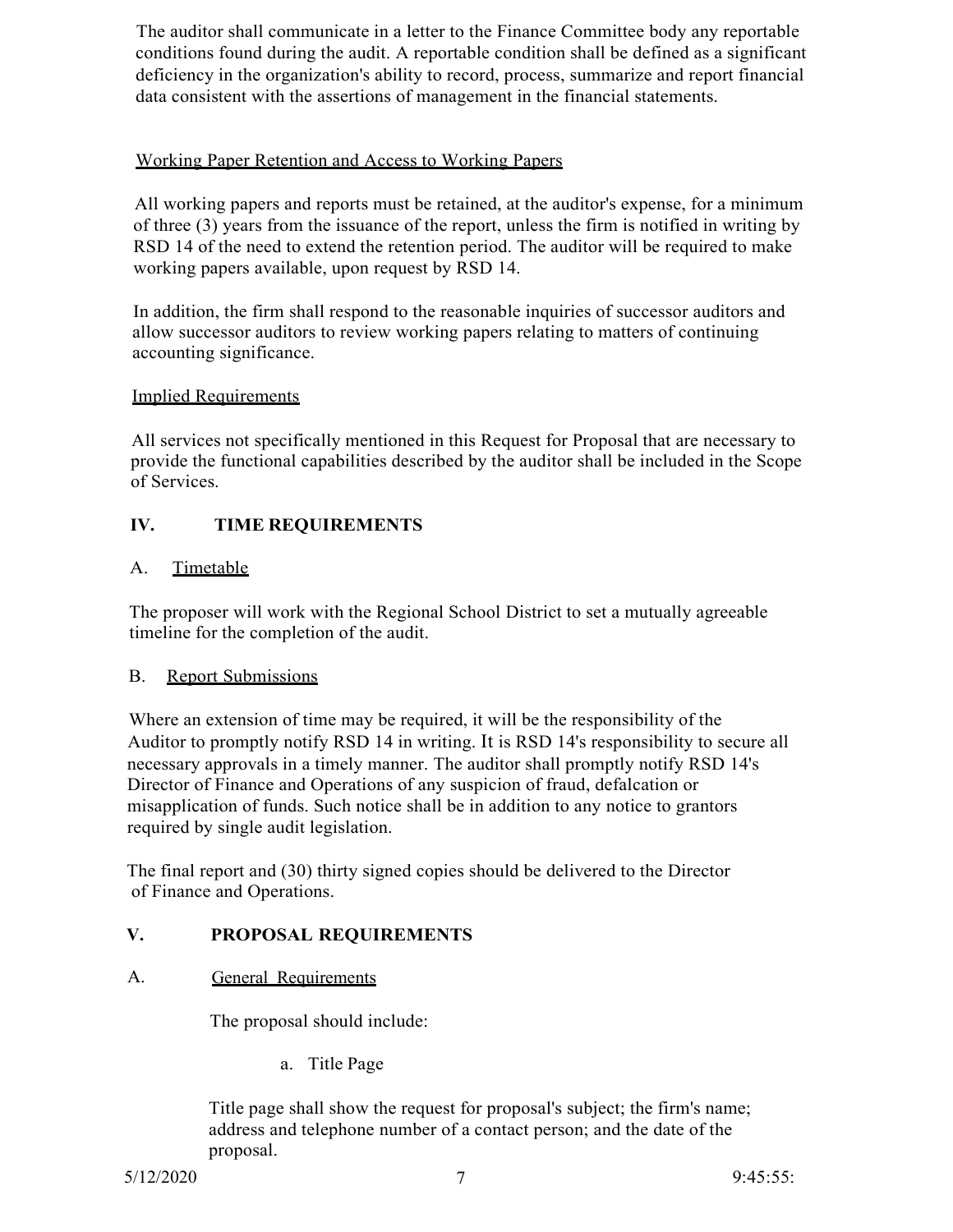The auditor shall communicate in a letter to the Finance Committee body any reportable conditions found during the audit. A reportable condition shall be defined as a significant deficiency in the organization's ability to record, process, summarize and report financial data consistent with the assertions of management in the financial statements.

<u>Working Paper Retention and Access to Working Papers</u>

All working papers and reports must be retained, at the auditor's expense, for a minimum of three (3) years from the issuance of the report, unless the firm is notified in writing by RSD 14 of the need to extend the retention period. The auditor will be required to make working papers available, upon request by RSD 14.

In addition, the firm shall respond to the reasonable inquiries of successor auditors and allow successor auditors to review working papers relating to matters of continuing accounting significance.

<u>Implied Requirements</u>

All services not specifically mentioned in this Request for Proposal that are necessary to provide the functional capabilities described by the auditor shall be included in the Scope of Services.

## IV. TIME REQUIREMENTS

### A. <u>Timetable</u>

The proposer will work with the Regional School District to set a mutually agreeable timeline for the completion of the audit.

### B. <u>Report Submissions</u>

Where an extension of time may be required, it will be the responsibility of the Auditor to promptly notify RSD 14 in writing. It is RSD 14's responsibility to secure all necessary approvals in a timely manner. The auditor shall promptly notify RSD 14's Director of Finance and Operations of any suspicion of fraud, defalcation or misapplication of funds. Such notice shall be in addition to any notice to grantors required by single audit legislation.

The final report and (30) thirty signed copies should be delivered to the Director of Finance and Operations.

## V. PROPOSAL REQUIREMENTS

### A. <u>General Requirements</u>

The proposal should include:

a. Title Page

Title page shall show the request for proposal's subject; the firm's name; address and telephone number of a contact person; and the date of the proposal.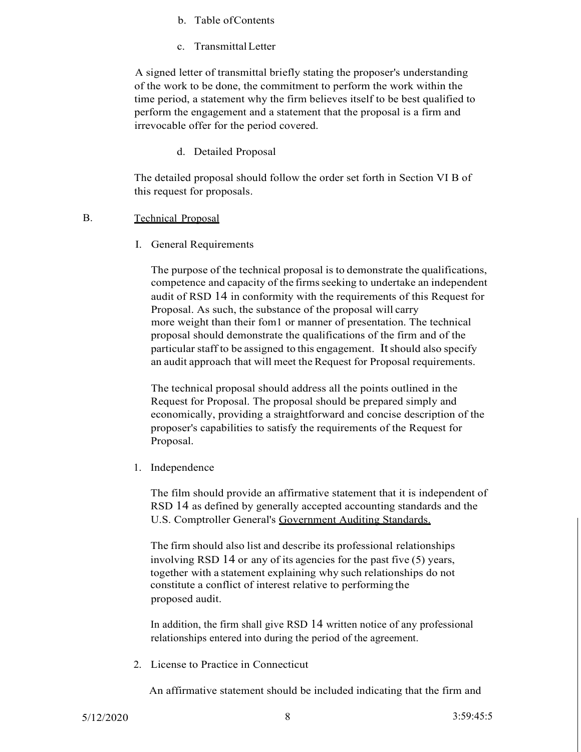b. Table ofContents

c. Transmittal Letter

A signed letter of transmittal briefly stating the proposer's understanding of the work to be done, the commitment to perform the work within the time period, a statement why the firm believes itself to be best qualified to perform the engagement and a statement that the proposal is a firm and irrevocable offer for the period covered.

d. Detailed Proposal

The detailed proposal should follow the order set forth in Section VI B of this request for proposals.

B. Technical Proposal

I. General Requirements

The purpose of the technical proposal is to demonstrate the qualifications, competence and capacity of the firms seeking to undertake an independent audit of RSD 14 in conformity with the requirements of this Request for Proposal. As such, the substance of the proposal will carry more weight than their fom1 or manner of presentation. The technical proposal should demonstrate the qualifications of the firm and of the particular staff to be assigned to this engagement. It should also specify an audit approach that will meet the Request for Proposal requirements.

The technical proposal should address all the points outlined in the Request for Proposal. The proposal should be prepared simply and economically, providing a straightforward and concise description of the proposer's capabilities to satisfy the requirements of the Request for Proposal.

1. Independence

The film should provide an affirmative statement that it is independent of RSD 14 as defined by generally accepted accounting standards and the U.S. Comptroller General's Government Auditing Standards.

The firm should also list and describe its professional relationships involving RSD 14 or any of its agencies for the past five (5) years, together with a statement explaining why such relationships do not constitute a conflict of interest relative to performing the proposed audit.

In addition, the firm shall give RSD 14 written notice of any professional relationships entered into during the period of the agreement.

2. License to Practice in Connecticut

An affirmative statement should be included indicating that the firm and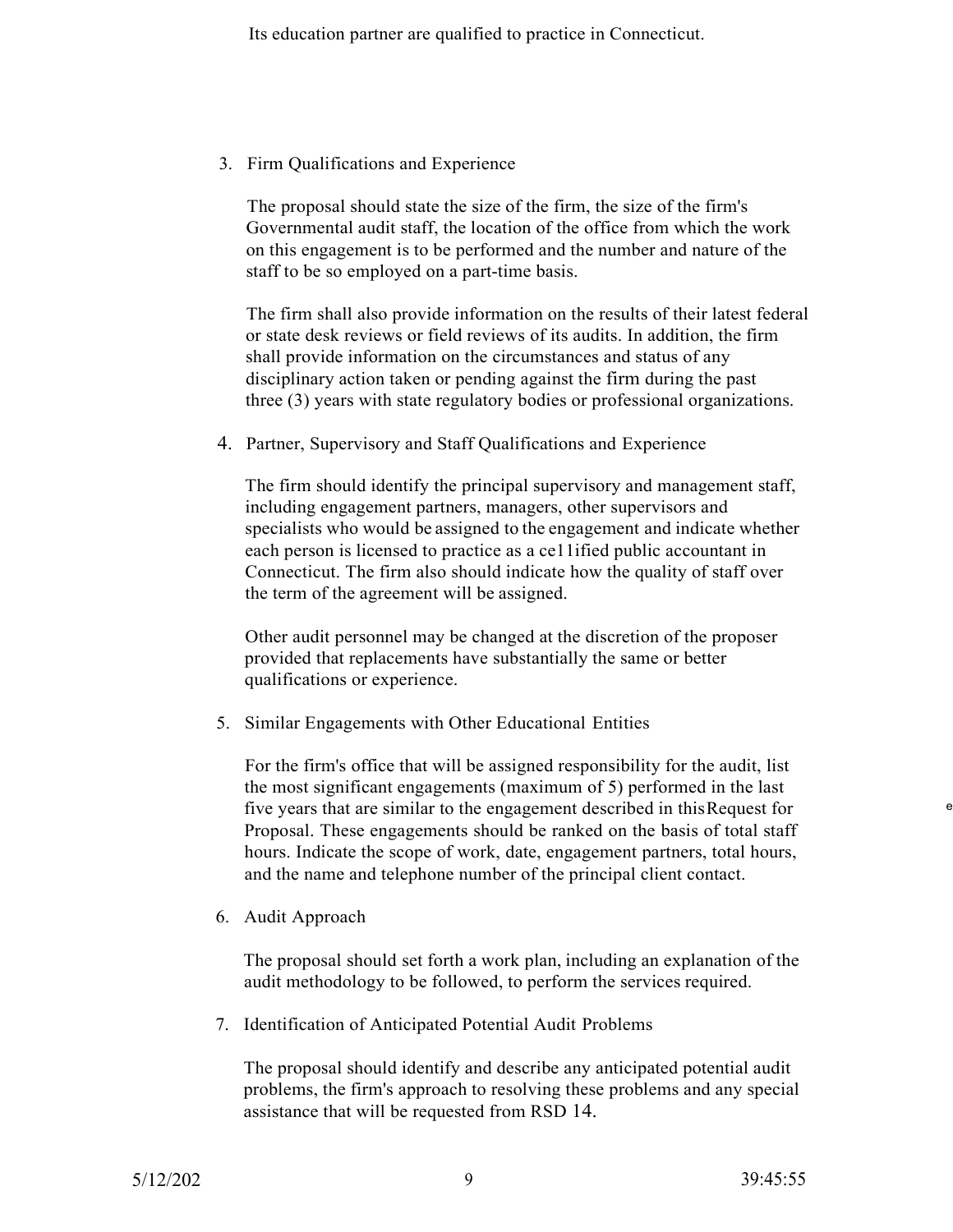Its education partner are qualified to practice in Connecticut.

3. Firm Qualifications and Experience

   The proposal should state the size of the firm, the size of the firm's Governmental audit staff, the location of the office from which the work on this engagement is to be performed and the number and nature of the staff to be so employed on a part-time basis.

   The firm shall also provide information on the results of their latest federal or state desk reviews or field reviews of its audits. In addition, the firm shall provide information on the circumstances and status of any disciplinary action taken or pending against the firm during the past three (3) years with state regulatory bodies or professional organizations.

4. Partner, Supervisory and Staff Qualifications and Experience

   The firm should identify the principal supervisory and management staff, including engagement partners, managers, other supervisors and specialists who would be assigned to the engagement and indicate whether each person is licensed to practice as a ce11ified public accountant in Connecticut. The firm also should indicate how the quality of staff over the term of the agreement will be assigned.

   Other audit personnel may be changed at the discretion of the proposer provided that replacements have substantially the same or better qualifications or experience.

5. Similar Engagements with Other Educational Entities

   For the firm's office that will be assigned responsibility for the audit, list the most significant engagements (maximum of 5) performed in the last five years that are similar to the engagement described in thisRequest for Proposal. These engagements should be ranked on the basis of total staff hours. Indicate the scope of work, date, engagement partners, total hours, and the name and telephone number of the principal client contact.

6. Audit Approach

   The proposal should set forth a work plan, including an explanation of the audit methodology to be followed, to perform the services required.

7. Identification of Anticipated Potential Audit Problems

   The proposal should identify and describe any anticipated potential audit problems, the firm's approach to resolving these problems and any special assistance that will be requested from RSD 14.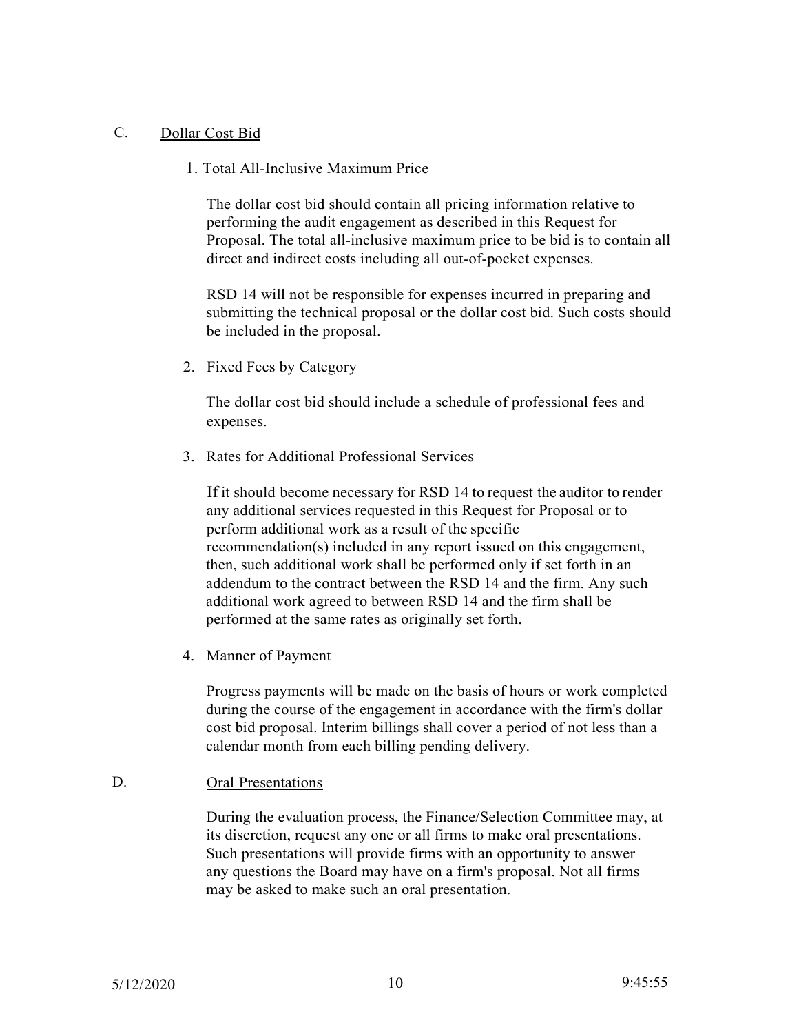## C. Dollar Cost Bid

1. Total All-Inclusive Maximum Price

   The dollar cost bid should contain all pricing information relative to performing the audit engagement as described in this Request for Proposal. The total all-inclusive maximum price to be bid is to contain all direct and indirect costs including all out-of-pocket expenses.

   RSD 14 will not be responsible for expenses incurred in preparing and submitting the technical proposal or the dollar cost bid. Such costs should be included in the proposal.

2. Fixed Fees by Category

   The dollar cost bid should include a schedule of professional fees and expenses.

3. Rates for Additional Professional Services

   If it should become necessary for RSD 14 to request the auditor to render any additional services requested in this Request for Proposal or to perform additional work as a result of the specific recommendation(s) included in any report issued on this engagement, then, such additional work shall be performed only if set forth in an addendum to the contract between the RSD 14 and the firm. Any such additional work agreed to between RSD 14 and the firm shall be performed at the same rates as originally set forth.

4. Manner of Payment

   Progress payments will be made on the basis of hours or work completed during the course of the engagement in accordance with the firm's dollar cost bid proposal. Interim billings shall cover a period of not less than a calendar month from each billing pending delivery.

## D. Oral Presentations

During the evaluation process, the Finance/Selection Committee may, at its discretion, request any one or all firms to make oral presentations. Such presentations will provide firms with an opportunity to answer any questions the Board may have on a firm's proposal. Not all firms may be asked to make such an oral presentation.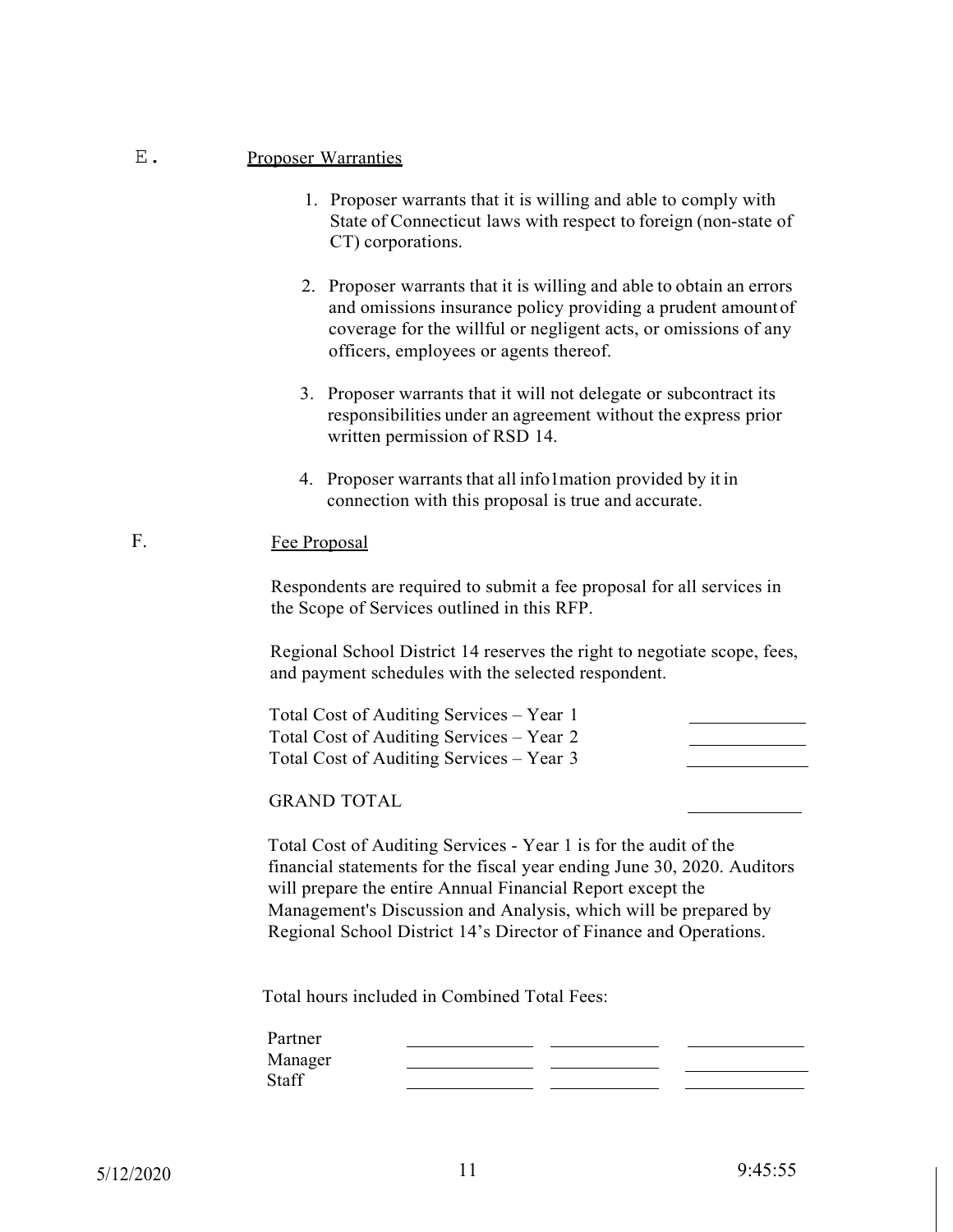E. Proposer Warranties

1. Proposer warrants that it is willing and able to comply with State of Connecticut laws with respect to foreign (non-state of CT) corporations.

2. Proposer warrants that it is willing and able to obtain an errors and omissions insurance policy providing a prudent amount of coverage for the willful or negligent acts, or omissions of any officers, employees or agents thereof.

3. Proposer warrants that it will not delegate or subcontract its responsibilities under an agreement without the express prior written permission of RSD 14.

4. Proposer warrants that all info1mation provided by it in connection with this proposal is true and accurate.

F. Fee Proposal

Respondents are required to submit a fee proposal for all services in the Scope of Services outlined in this RFP.

Regional School District 14 reserves the right to negotiate scope, fees, and payment schedules with the selected respondent.

| | |
|---|---|
| Total Cost of Auditing Services – Year 1 | \_\_\_\_\_\_\_\_\_\_\_\_ |
| Total Cost of Auditing Services – Year 2 | \_\_\_\_\_\_\_\_\_\_\_\_ |
| Total Cost of Auditing Services – Year 3 | \_\_\_\_\_\_\_\_\_\_\_\_ |
| GRAND TOTAL | \_\_\_\_\_\_\_\_\_\_\_\_ |

Total Cost of Auditing Services - Year 1 is for the audit of the financial statements for the fiscal year ending June 30, 2020. Auditors will prepare the entire Annual Financial Report except the Management's Discussion and Analysis, which will be prepared by Regional School District 14's Director of Finance and Operations.

Total hours included in Combined Total Fees:

| | | | |
|---|---|---|---|
| Partner | \_\_\_\_\_\_\_\_\_\_\_\_ | \_\_\_\_\_\_\_\_\_\_\_\_ | \_\_\_\_\_\_\_\_\_\_\_\_ |
| Manager | \_\_\_\_\_\_\_\_\_\_\_\_ | \_\_\_\_\_\_\_\_\_\_\_\_ | \_\_\_\_\_\_\_\_\_\_\_\_ |
| Staff | \_\_\_\_\_\_\_\_\_\_\_\_ | \_\_\_\_\_\_\_\_\_\_\_\_ | \_\_\_\_\_\_\_\_\_\_\_\_ |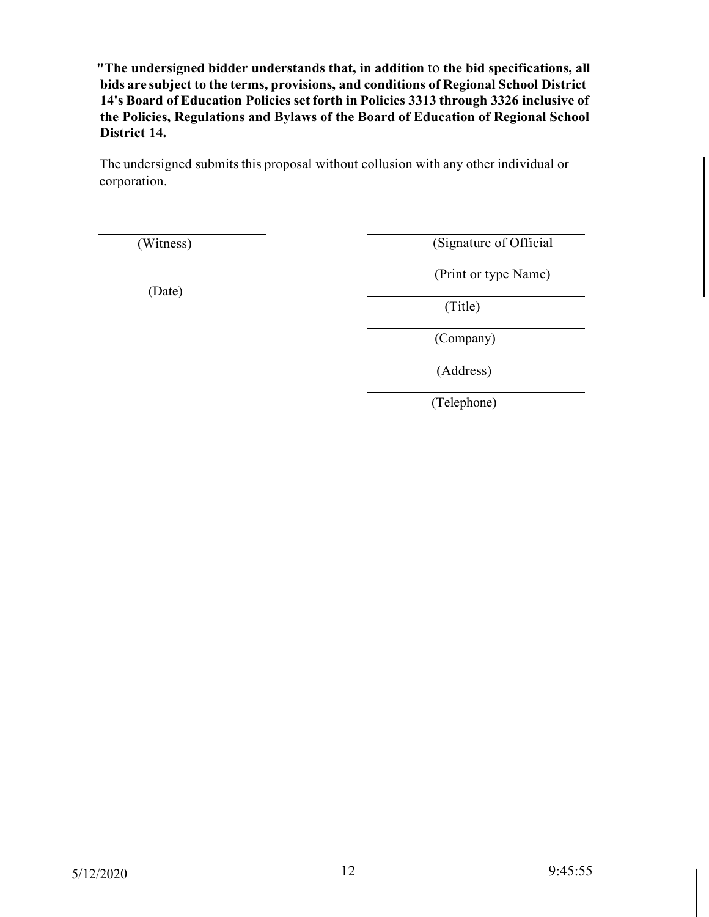**"The undersigned bidder understands that, in addition** to **the bid specifications, all bids are subject to the terms, provisions, and conditions of Regional School District 14's Board of Education Policies set forth in Policies 3313 through 3326 inclusive of the Policies, Regulations and Bylaws of the Board of Education of Regional School District 14.**

The undersigned submits this proposal without collusion with any other individual or corporation.

| | |
|---|---|
| ______________________ | ______________________ |
| (Witness) | (Signature of Official |
| ______________________ | ______________________ |
| (Date) | (Print or type Name) |
| | ______________________ |
| | (Title) |
| | ______________________ |
| | (Company) |
| | ______________________ |
| | (Address) |
| | ______________________ |
| | (Telephone) |

5/12/2020 9:45:55